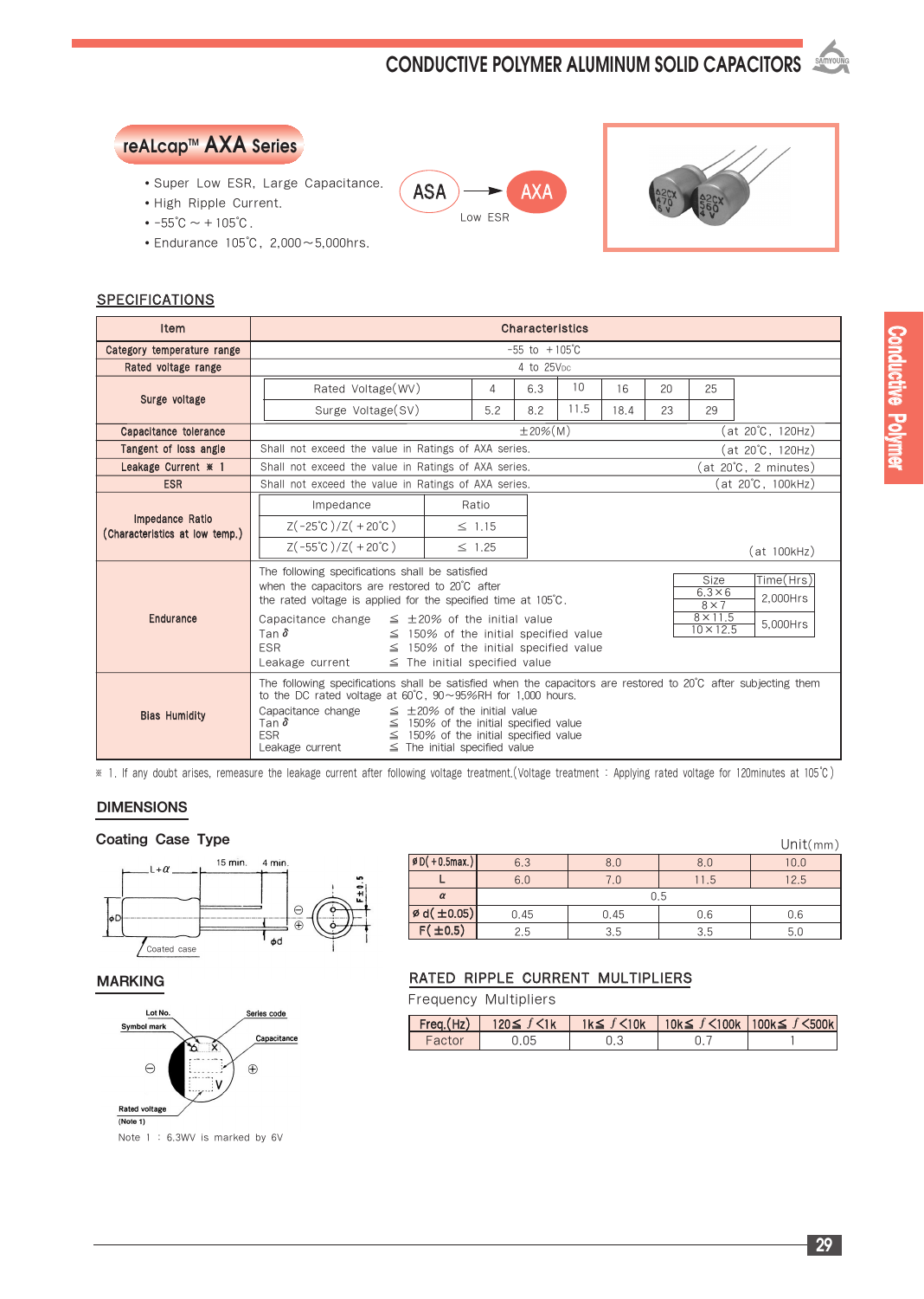# CONDUCTIVE POLYMER ALUMINUM SOLID CAPACITORS

## reALcap™ AXA Series

- Super Low ESR, Large Capacitance.
- High Ripple Current.
- -55℃ ～ +105℃.
- Endurance 105℃, 2,000～5,000hrs.

ASA → AXA
Low ESR

## SPECIFICATIONS

| Item | Characteristics |
|---|---|
| Category temperature range | -55 to +105℃ |
| Rated voltage range | 4 to 25Vdc |
| Surge voltage | Rated Voltage(WV): 4 / 6.3 / 10 / 16 / 20 / 25<br>Surge Voltage(SV): 5.2 / 8.2 / 11.5 / 18.4 / 23 / 29 |
| Capacitance tolerance | ±20%(M) (at 20℃, 120Hz) |
| Tangent of loss angle | Shall not exceed the value in Ratings of AXA series. (at 20℃, 120Hz) |
| Leakage Current ※ 1 | Shall not exceed the value in Ratings of AXA series. (at 20℃, 2 minutes) |
| ESR | Shall not exceed the value in Ratings of AXA series. (at 20℃, 100kHz) |
| Impedance Ratio (Characteristics at low temp.) | Impedance / Ratio: Z(-25℃)/Z(+20℃) ≤ 1.15; Z(-55℃)/Z(+20℃) ≤ 1.25 (at 100kHz) |
| Endurance | The following specifications shall be satisfied when the capacitors are restored to 20℃ after the rated voltage is applied for the specified time at 105℃.<br>Capacitance change ≤ ±20% of the initial value<br>Tan δ ≤ 150% of the initial specified value<br>ESR ≤ 150% of the initial specified value<br>Leakage current ≤ The initial specified value<br>Size / Time(Hrs): 6.3×6, 8×7 → 2,000Hrs; 8×11.5, 10×12.5 → 5,000Hrs |
| Bias Humidity | The following specifications shall be satisfied when the capacitors are restored to 20℃ after subjecting them to the DC rated voltage at 60℃, 90～95%RH for 1,000 hours.<br>Capacitance change ≤ ±20% of the initial value<br>Tan δ ≤ 150% of the initial specified value<br>ESR ≤ 150% of the initial specified value<br>Leakage current ≤ The initial specified value |

※ 1. If any doubt arises, remeasure the leakage current after following voltage treatment.(Voltage treatment : Applying rated voltage for 120minutes at 105℃)

## DIMENSIONS

### Coating Case Type

L+α, 15 min., 4 min., ΦD, Φd, F±0.5, Coated case

Unit(mm)

| ΦD(+0.5max.) | 6.3 | 8.0 | 8.0 | 10.0 |
|---|---|---|---|---|
| L | 6.0 | 7.0 | 11.5 | 12.5 |
| α | 0.5 | | | |
| Φd(±0.05) | 0.45 | 0.45 | 0.6 | 0.6 |
| F(±0.5) | 2.5 | 3.5 | 3.5 | 5.0 |

## MARKING

Lot No., Symbol mark, Series code, Capacitance, Rated voltage (Note 1)

Note 1 : 6.3WV is marked by 6V

## RATED RIPPLE CURRENT MULTIPLIERS

Frequency Multipliers

| Freq.(Hz) | 120≤ f <1k | 1k≤ f <10k | 10k≤ f <100k | 100k≤ f <500k |
|---|---|---|---|---|
| Factor | 0.05 | 0.3 | 0.7 | 1 |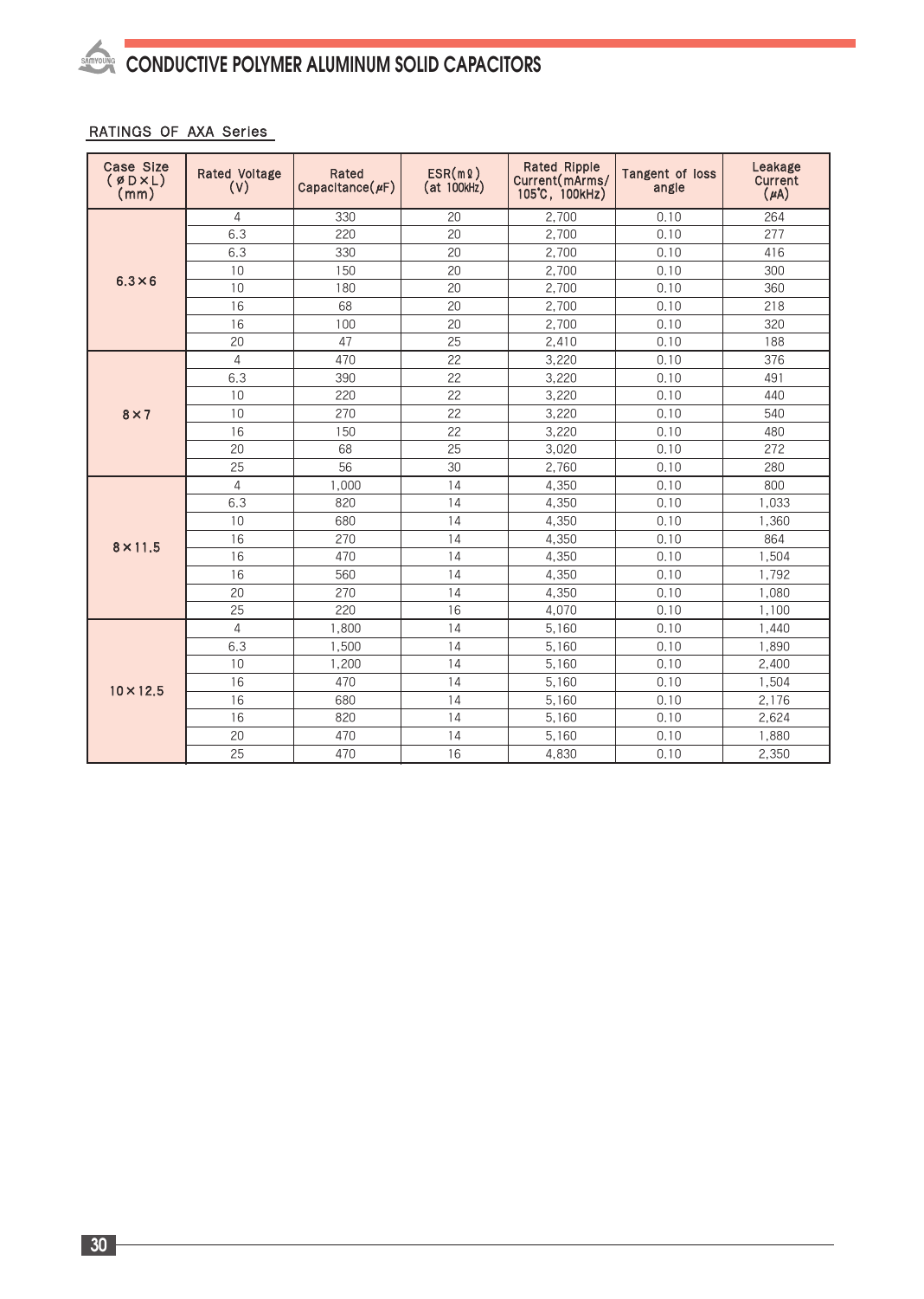# CONDUCTIVE POLYMER ALUMINUM SOLID CAPACITORS

## RATINGS OF AXA Series

| Case Size (øD×L) (mm) | Rated Voltage (V) | Rated Capacitance(μF) | ESR(mΩ) (at 100kHz) | Rated Ripple Current(mArms/ 105℃, 100kHz) | Tangent of loss angle | Leakage Current (μA) |
|---|---|---|---|---|---|---|
| 6.3×6 | 4 | 330 | 20 | 2,700 | 0.10 | 264 |
| | 6.3 | 220 | 20 | 2,700 | 0.10 | 277 |
| | 6.3 | 330 | 20 | 2,700 | 0.10 | 416 |
| | 10 | 150 | 20 | 2,700 | 0.10 | 300 |
| | 10 | 180 | 20 | 2,700 | 0.10 | 360 |
| | 16 | 68 | 20 | 2,700 | 0.10 | 218 |
| | 16 | 100 | 20 | 2,700 | 0.10 | 320 |
| | 20 | 47 | 25 | 2,410 | 0.10 | 188 |
| 8×7 | 4 | 470 | 22 | 3,220 | 0.10 | 376 |
| | 6.3 | 390 | 22 | 3,220 | 0.10 | 491 |
| | 10 | 220 | 22 | 3,220 | 0.10 | 440 |
| | 10 | 270 | 22 | 3,220 | 0.10 | 540 |
| | 16 | 150 | 22 | 3,220 | 0.10 | 480 |
| | 20 | 68 | 25 | 3,020 | 0.10 | 272 |
| | 25 | 56 | 30 | 2,760 | 0.10 | 280 |
| 8×11.5 | 4 | 1,000 | 14 | 4,350 | 0.10 | 800 |
| | 6.3 | 820 | 14 | 4,350 | 0.10 | 1,033 |
| | 10 | 680 | 14 | 4,350 | 0.10 | 1,360 |
| | 16 | 270 | 14 | 4,350 | 0.10 | 864 |
| | 16 | 470 | 14 | 4,350 | 0.10 | 1,504 |
| | 16 | 560 | 14 | 4,350 | 0.10 | 1,792 |
| | 20 | 270 | 14 | 4,350 | 0.10 | 1,080 |
| | 25 | 220 | 16 | 4,070 | 0.10 | 1,100 |
| 10×12.5 | 4 | 1,800 | 14 | 5,160 | 0.10 | 1,440 |
| | 6.3 | 1,500 | 14 | 5,160 | 0.10 | 1,890 |
| | 10 | 1,200 | 14 | 5,160 | 0.10 | 2,400 |
| | 16 | 470 | 14 | 5,160 | 0.10 | 1,504 |
| | 16 | 680 | 14 | 5,160 | 0.10 | 2,176 |
| | 16 | 820 | 14 | 5,160 | 0.10 | 2,624 |
| | 20 | 470 | 14 | 5,160 | 0.10 | 1,880 |
| | 25 | 470 | 16 | 4,830 | 0.10 | 2,350 |